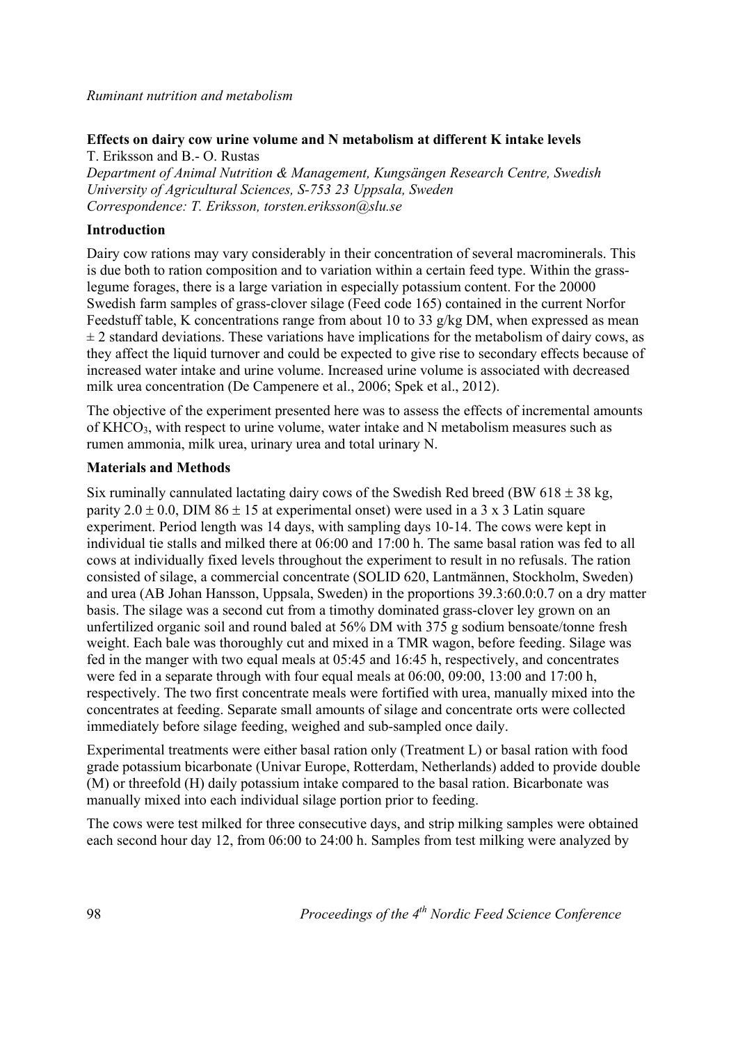**Effects on dairy cow urine volume and N metabolism at different K intake levels**

T. Eriksson and B.- O. Rustas

*Department of Animal Nutrition & Management, Kungsängen Research Centre, Swedish University of Agricultural Sciences, S-753 23 Uppsala, Sweden*

*Correspondence: T. Eriksson, torsten.eriksson@slu.se*

## Introduction

Dairy cow rations may vary considerably in their concentration of several macrominerals. This is due both to ration composition and to variation within a certain feed type. Within the grass-legume forages, there is a large variation in especially potassium content. For the 20000 Swedish farm samples of grass-clover silage (Feed code 165) contained in the current Norfor Feedstuff table, K concentrations range from about 10 to 33 g/kg DM, when expressed as mean ± 2 standard deviations. These variations have implications for the metabolism of dairy cows, as they affect the liquid turnover and could be expected to give rise to secondary effects because of increased water intake and urine volume. Increased urine volume is associated with decreased milk urea concentration (De Campenere et al., 2006; Spek et al., 2012).

The objective of the experiment presented here was to assess the effects of incremental amounts of $KHCO_3$, with respect to urine volume, water intake and N metabolism measures such as rumen ammonia, milk urea, urinary urea and total urinary N.

## Materials and Methods

Six ruminally cannulated lactating dairy cows of the Swedish Red breed (BW 618 ± 38 kg, parity 2.0 ± 0.0, DIM 86 ± 15 at experimental onset) were used in a 3 x 3 Latin square experiment. Period length was 14 days, with sampling days 10-14. The cows were kept in individual tie stalls and milked there at 06:00 and 17:00 h. The same basal ration was fed to all cows at individually fixed levels throughout the experiment to result in no refusals. The ration consisted of silage, a commercial concentrate (SOLID 620, Lantmännen, Stockholm, Sweden) and urea (AB Johan Hansson, Uppsala, Sweden) in the proportions 39.3:60.0:0.7 on a dry matter basis. The silage was a second cut from a timothy dominated grass-clover ley grown on an unfertilized organic soil and round baled at 56% DM with 375 g sodium bensoate/tonne fresh weight. Each bale was thoroughly cut and mixed in a TMR wagon, before feeding. Silage was fed in the manger with two equal meals at 05:45 and 16:45 h, respectively, and concentrates were fed in a separate through with four equal meals at 06:00, 09:00, 13:00 and 17:00 h, respectively. The two first concentrate meals were fortified with urea, manually mixed into the concentrates at feeding. Separate small amounts of silage and concentrate orts were collected immediately before silage feeding, weighed and sub-sampled once daily.

Experimental treatments were either basal ration only (Treatment L) or basal ration with food grade potassium bicarbonate (Univar Europe, Rotterdam, Netherlands) added to provide double (M) or threefold (H) daily potassium intake compared to the basal ration. Bicarbonate was manually mixed into each individual silage portion prior to feeding.

The cows were test milked for three consecutive days, and strip milking samples were obtained each second hour day 12, from 06:00 to 24:00 h. Samples from test milking were analyzed by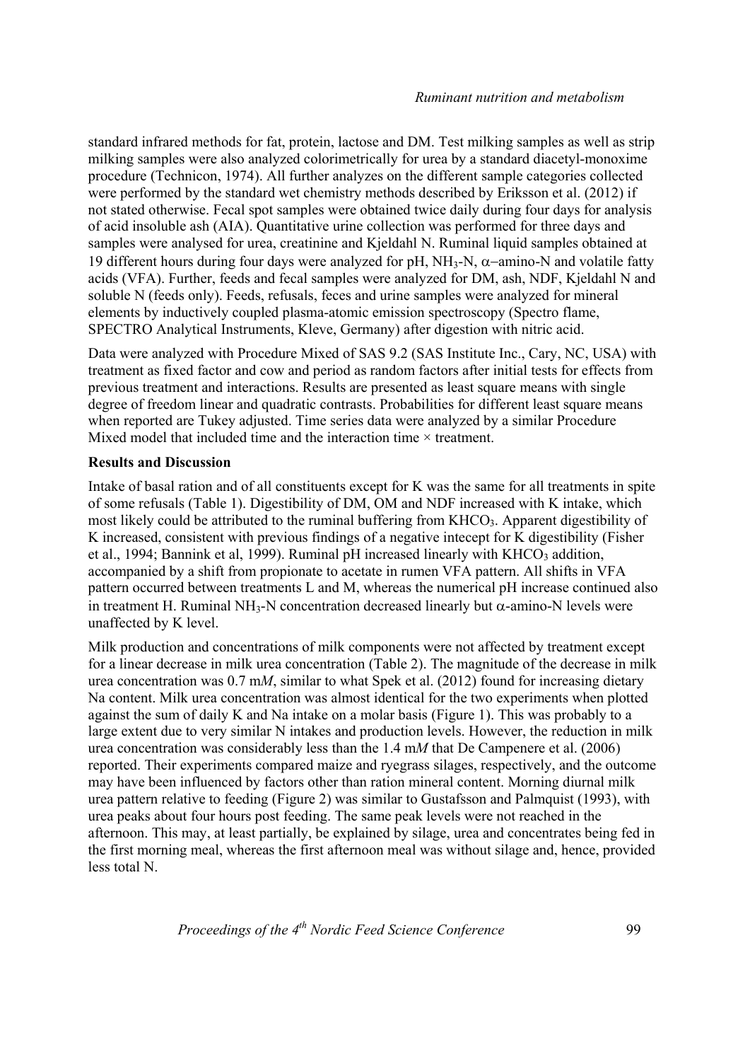standard infrared methods for fat, protein, lactose and DM. Test milking samples as well as strip milking samples were also analyzed colorimetrically for urea by a standard diacetyl-monoxime procedure (Technicon, 1974). All further analyzes on the different sample categories collected were performed by the standard wet chemistry methods described by Eriksson et al. (2012) if not stated otherwise. Fecal spot samples were obtained twice daily during four days for analysis of acid insoluble ash (AIA). Quantitative urine collection was performed for three days and samples were analysed for urea, creatinine and Kjeldahl N. Ruminal liquid samples obtained at 19 different hours during four days were analyzed for pH, $NH_3$-N, $\alpha$−amino-N and volatile fatty acids (VFA). Further, feeds and fecal samples were analyzed for DM, ash, NDF, Kjeldahl N and soluble N (feeds only). Feeds, refusals, feces and urine samples were analyzed for mineral elements by inductively coupled plasma-atomic emission spectroscopy (Spectro flame, SPECTRO Analytical Instruments, Kleve, Germany) after digestion with nitric acid.

Data were analyzed with Procedure Mixed of SAS 9.2 (SAS Institute Inc., Cary, NC, USA) with treatment as fixed factor and cow and period as random factors after initial tests for effects from previous treatment and interactions. Results are presented as least square means with single degree of freedom linear and quadratic contrasts. Probabilities for different least square means when reported are Tukey adjusted. Time series data were analyzed by a similar Procedure Mixed model that included time and the interaction time × treatment.

**Results and Discussion**

Intake of basal ration and of all constituents except for K was the same for all treatments in spite of some refusals (Table 1). Digestibility of DM, OM and NDF increased with K intake, which most likely could be attributed to the ruminal buffering from $KHCO_3$. Apparent digestibility of K increased, consistent with previous findings of a negative intecept for K digestibility (Fisher et al., 1994; Bannink et al, 1999). Ruminal pH increased linearly with $KHCO_3$ addition, accompanied by a shift from propionate to acetate in rumen VFA pattern. All shifts in VFA pattern occurred between treatments L and M, whereas the numerical pH increase continued also in treatment H. Ruminal $NH_3$-N concentration decreased linearly but $\alpha$-amino-N levels were unaffected by K level.

Milk production and concentrations of milk components were not affected by treatment except for a linear decrease in milk urea concentration (Table 2). The magnitude of the decrease in milk urea concentration was 0.7 m*M*, similar to what Spek et al. (2012) found for increasing dietary Na content. Milk urea concentration was almost identical for the two experiments when plotted against the sum of daily K and Na intake on a molar basis (Figure 1). This was probably to a large extent due to very similar N intakes and production levels. However, the reduction in milk urea concentration was considerably less than the 1.4 m*M* that De Campenere et al. (2006) reported. Their experiments compared maize and ryegrass silages, respectively, and the outcome may have been influenced by factors other than ration mineral content. Morning diurnal milk urea pattern relative to feeding (Figure 2) was similar to Gustafsson and Palmquist (1993), with urea peaks about four hours post feeding. The same peak levels were not reached in the afternoon. This may, at least partially, be explained by silage, urea and concentrates being fed in the first morning meal, whereas the first afternoon meal was without silage and, hence, provided less total N.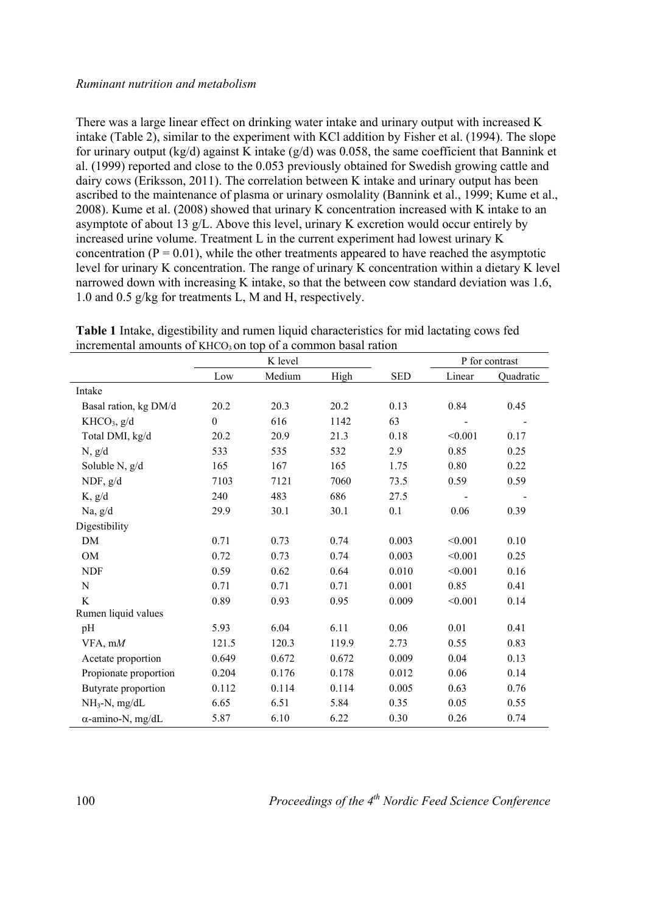There was a large linear effect on drinking water intake and urinary output with increased K intake (Table 2), similar to the experiment with KCl addition by Fisher et al. (1994). The slope for urinary output (kg/d) against K intake (g/d) was 0.058, the same coefficient that Bannink et al. (1999) reported and close to the 0.053 previously obtained for Swedish growing cattle and dairy cows (Eriksson, 2011). The correlation between K intake and urinary output has been ascribed to the maintenance of plasma or urinary osmolality (Bannink et al., 1999; Kume et al., 2008). Kume et al. (2008) showed that urinary K concentration increased with K intake to an asymptote of about 13 g/L. Above this level, urinary K excretion would occur entirely by increased urine volume. Treatment L in the current experiment had lowest urinary K concentration ($P = 0.01$), while the other treatments appeared to have reached the asymptotic level for urinary K concentration. The range of urinary K concentration within a dietary K level narrowed down with increasing K intake, so that the between cow standard deviation was 1.6, 1.0 and 0.5 g/kg for treatments L, M and H, respectively.

**Table 1** Intake, digestibility and rumen liquid characteristics for mid lactating cows fed incremental amounts of $KHCO_3$ on top of a common basal ration

| | K level | | | | P for contrast | |
|---|---|---|---|---|---|---|
| | Low | Medium | High | SED | Linear | Quadratic |
| Intake | | | | | | |
| Basal ration, kg DM/d | 20.2 | 20.3 | 20.2 | 0.13 | 0.84 | 0.45 |
| $KHCO_3$, g/d | 0 | 616 | 1142 | 63 | - | - |
| Total DMI, kg/d | 20.2 | 20.9 | 21.3 | 0.18 | <0.001 | 0.17 |
| N, g/d | 533 | 535 | 532 | 2.9 | 0.85 | 0.25 |
| Soluble N, g/d | 165 | 167 | 165 | 1.75 | 0.80 | 0.22 |
| NDF, g/d | 7103 | 7121 | 7060 | 73.5 | 0.59 | 0.59 |
| K, g/d | 240 | 483 | 686 | 27.5 | - | - |
| Na, g/d | 29.9 | 30.1 | 30.1 | 0.1 | 0.06 | 0.39 |
| Digestibility | | | | | | |
| DM | 0.71 | 0.73 | 0.74 | 0.003 | <0.001 | 0.10 |
| OM | 0.72 | 0.73 | 0.74 | 0.003 | <0.001 | 0.25 |
| NDF | 0.59 | 0.62 | 0.64 | 0.010 | <0.001 | 0.16 |
| N | 0.71 | 0.71 | 0.71 | 0.001 | 0.85 | 0.41 |
| K | 0.89 | 0.93 | 0.95 | 0.009 | <0.001 | 0.14 |
| Rumen liquid values | | | | | | |
| pH | 5.93 | 6.04 | 6.11 | 0.06 | 0.01 | 0.41 |
| VFA, m*M* | 121.5 | 120.3 | 119.9 | 2.73 | 0.55 | 0.83 |
| Acetate proportion | 0.649 | 0.672 | 0.672 | 0.009 | 0.04 | 0.13 |
| Propionate proportion | 0.204 | 0.176 | 0.178 | 0.012 | 0.06 | 0.14 |
| Butyrate proportion | 0.112 | 0.114 | 0.114 | 0.005 | 0.63 | 0.76 |
| $NH_3$-N, mg/dL | 6.65 | 6.51 | 5.84 | 0.35 | 0.05 | 0.55 |
| $\alpha$-amino-N, mg/dL | 5.87 | 6.10 | 6.22 | 0.30 | 0.26 | 0.74 |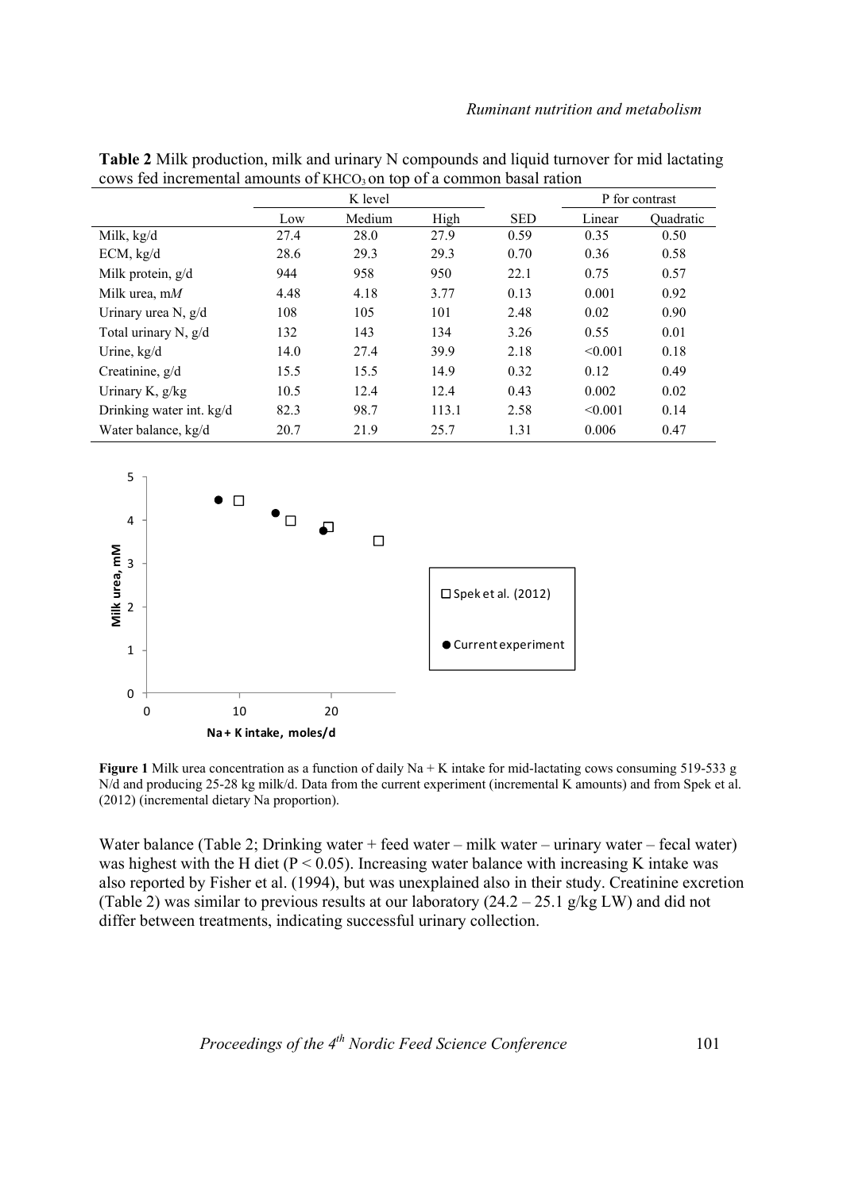**Table 2** Milk production, milk and urinary N compounds and liquid turnover for mid lactating cows fed incremental amounts of $KHCO_3$ on top of a common basal ration

| | K level | | | | P for contrast | |
|---|---|---|---|---|---|---|
| | Low | Medium | High | SED | Linear | Quadratic |
| Milk, kg/d | 27.4 | 28.0 | 27.9 | 0.59 | 0.35 | 0.50 |
| ECM, kg/d | 28.6 | 29.3 | 29.3 | 0.70 | 0.36 | 0.58 |
| Milk protein, g/d | 944 | 958 | 950 | 22.1 | 0.75 | 0.57 |
| Milk urea, m*M* | 4.48 | 4.18 | 3.77 | 0.13 | 0.001 | 0.92 |
| Urinary urea N, g/d | 108 | 105 | 101 | 2.48 | 0.02 | 0.90 |
| Total urinary N, g/d | 132 | 143 | 134 | 3.26 | 0.55 | 0.01 |
| Urine, kg/d | 14.0 | 27.4 | 39.9 | 2.18 | <0.001 | 0.18 |
| Creatinine, g/d | 15.5 | 15.5 | 14.9 | 0.32 | 0.12 | 0.49 |
| Urinary K, g/kg | 10.5 | 12.4 | 12.4 | 0.43 | 0.002 | 0.02 |
| Drinking water int. kg/d | 82.3 | 98.7 | 113.1 | 2.58 | <0.001 | 0.14 |
| Water balance, kg/d | 20.7 | 21.9 | 25.7 | 1.31 | 0.006 | 0.47 |

**Figure 1** Milk urea concentration as a function of daily Na + K intake for mid-lactating cows consuming 519-533 g N/d and producing 25-28 kg milk/d. Data from the current experiment (incremental K amounts) and from Spek et al. (2012) (incremental dietary Na proportion).

Water balance (Table 2; Drinking water + feed water – milk water – urinary water – fecal water) was highest with the H diet ($P < 0.05$). Increasing water balance with increasing K intake was also reported by Fisher et al. (1994), but was unexplained also in their study. Creatinine excretion (Table 2) was similar to previous results at our laboratory (24.2 – 25.1 g/kg LW) and did not differ between treatments, indicating successful urinary collection.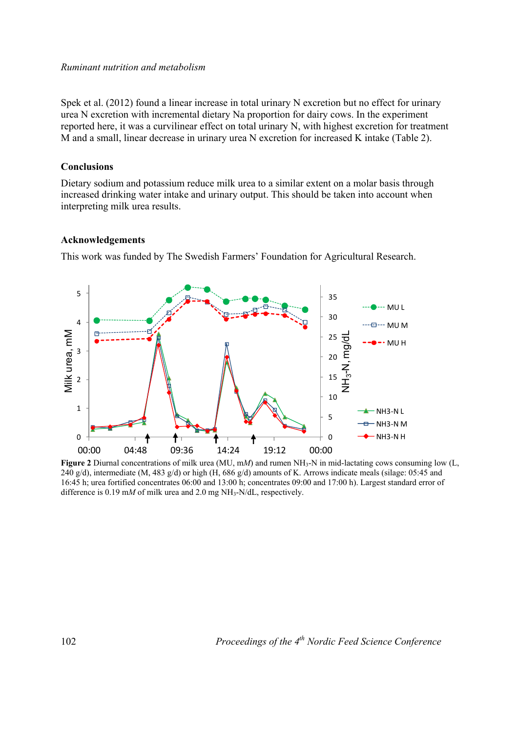Spek et al. (2012) found a linear increase in total urinary N excretion but no effect for urinary urea N excretion with incremental dietary Na proportion for dairy cows. In the experiment reported here, it was a curvilinear effect on total urinary N, with highest excretion for treatment M and a small, linear decrease in urinary urea N excretion for increased K intake (Table 2).

## Conclusions

Dietary sodium and potassium reduce milk urea to a similar extent on a molar basis through increased drinking water intake and urinary output. This should be taken into account when interpreting milk urea results.

## Acknowledgements

This work was funded by The Swedish Farmers' Foundation for Agricultural Research.

**Figure 2** Diurnal concentrations of milk urea (MU, m*M*) and rumen $NH_3$-N in mid-lactating cows consuming low (L, 240 g/d), intermediate (M, 483 g/d) or high (H, 686 g/d) amounts of K. Arrows indicate meals (silage: 05:45 and 16:45 h; urea fortified concentrates 06:00 and 13:00 h; concentrates 09:00 and 17:00 h). Largest standard error of difference is 0.19 m*M* of milk urea and 2.0 mg $NH_3$-N/dL, respectively.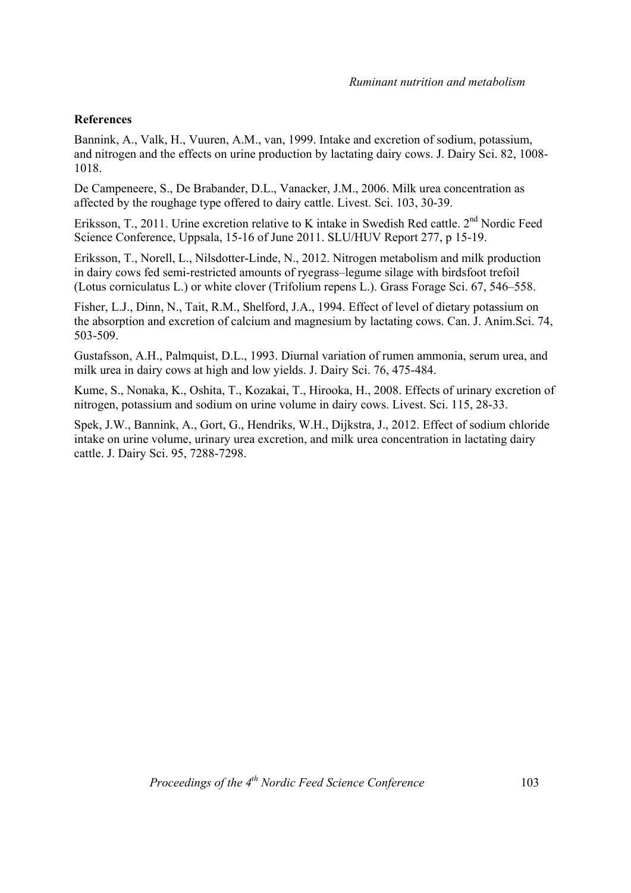**References**

Bannink, A., Valk, H., Vuuren, A.M., van, 1999. Intake and excretion of sodium, potassium, and nitrogen and the effects on urine production by lactating dairy cows. J. Dairy Sci. 82, 1008-1018.

De Campeneere, S., De Brabander, D.L., Vanacker, J.M., 2006. Milk urea concentration as affected by the roughage type offered to dairy cattle. Livest. Sci. 103, 30-39.

Eriksson, T., 2011. Urine excretion relative to K intake in Swedish Red cattle. 2nd Nordic Feed Science Conference, Uppsala, 15-16 of June 2011. SLU/HUV Report 277, p 15-19.

Eriksson, T., Norell, L., Nilsdotter-Linde, N., 2012. Nitrogen metabolism and milk production in dairy cows fed semi-restricted amounts of ryegrass–legume silage with birdsfoot trefoil (Lotus corniculatus L.) or white clover (Trifolium repens L.). Grass Forage Sci. 67, 546–558.

Fisher, L.J., Dinn, N., Tait, R.M., Shelford, J.A., 1994. Effect of level of dietary potassium on the absorption and excretion of calcium and magnesium by lactating cows. Can. J. Anim.Sci. 74, 503-509.

Gustafsson, A.H., Palmquist, D.L., 1993. Diurnal variation of rumen ammonia, serum urea, and milk urea in dairy cows at high and low yields. J. Dairy Sci. 76, 475-484.

Kume, S., Nonaka, K., Oshita, T., Kozakai, T., Hirooka, H., 2008. Effects of urinary excretion of nitrogen, potassium and sodium on urine volume in dairy cows. Livest. Sci. 115, 28-33.

Spek, J.W., Bannink, A., Gort, G., Hendriks, W.H., Dijkstra, J., 2012. Effect of sodium chloride intake on urine volume, urinary urea excretion, and milk urea concentration in lactating dairy cattle. J. Dairy Sci. 95, 7288-7298.